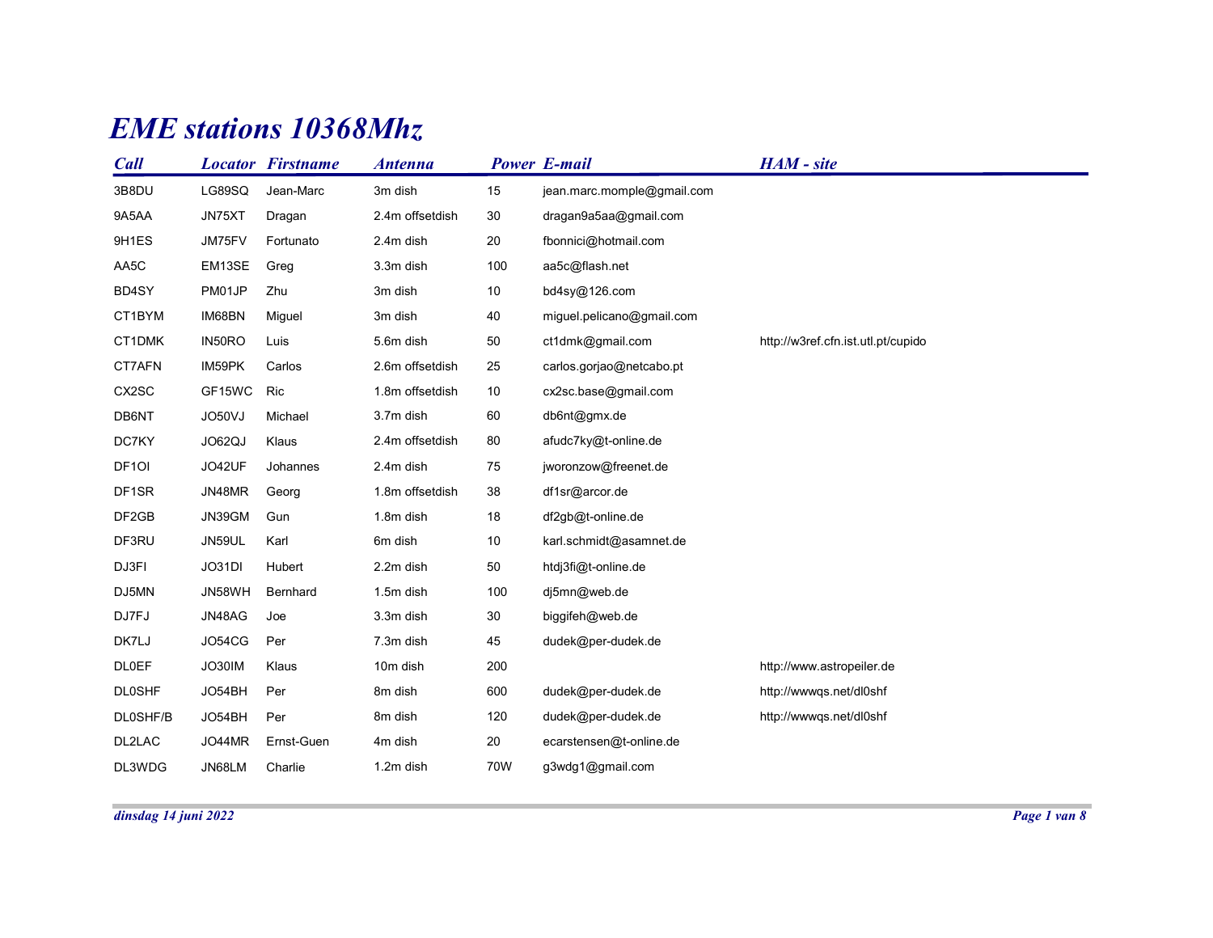# EME stations 10368Mhz

| Call | Locator | Firstname | Antenna | Power | E-mail | HAM - site |
|---|---|---|---|---|---|---|
| 3B8DU | LG89SQ | Jean-Marc | 3m dish | 15 | jean.marc.momple@gmail.com | |
| 9A5AA | JN75XT | Dragan | 2.4m offsetdish | 30 | dragan9a5aa@gmail.com | |
| 9H1ES | JM75FV | Fortunato | 2.4m dish | 20 | fbonnici@hotmail.com | |
| AA5C | EM13SE | Greg | 3.3m dish | 100 | aa5c@flash.net | |
| BD4SY | PM01JP | Zhu | 3m dish | 10 | bd4sy@126.com | |
| CT1BYM | IM68BN | Miguel | 3m dish | 40 | miguel.pelicano@gmail.com | |
| CT1DMK | IN50RO | Luis | 5.6m dish | 50 | ct1dmk@gmail.com | http://w3ref.cfn.ist.utl.pt/cupido |
| CT7AFN | IM59PK | Carlos | 2.6m offsetdish | 25 | carlos.gorjao@netcabo.pt | |
| CX2SC | GF15WC | Ric | 1.8m offsetdish | 10 | cx2sc.base@gmail.com | |
| DB6NT | JO50VJ | Michael | 3.7m dish | 60 | db6nt@gmx.de | |
| DC7KY | JO62QJ | Klaus | 2.4m offsetdish | 80 | afudc7ky@t-online.de | |
| DF1OI | JO42UF | Johannes | 2.4m dish | 75 | jworonzow@freenet.de | |
| DF1SR | JN48MR | Georg | 1.8m offsetdish | 38 | df1sr@arcor.de | |
| DF2GB | JN39GM | Gun | 1.8m dish | 18 | df2gb@t-online.de | |
| DF3RU | JN59UL | Karl | 6m dish | 10 | karl.schmidt@asamnet.de | |
| DJ3FI | JO31DI | Hubert | 2.2m dish | 50 | htdj3fi@t-online.de | |
| DJ5MN | JN58WH | Bernhard | 1.5m dish | 100 | dj5mn@web.de | |
| DJ7FJ | JN48AG | Joe | 3.3m dish | 30 | biggifeh@web.de | |
| DK7LJ | JO54CG | Per | 7.3m dish | 45 | dudek@per-dudek.de | |
| DL0EF | JO30IM | Klaus | 10m dish | 200 | | http://www.astropeiler.de |
| DL0SHF | JO54BH | Per | 8m dish | 600 | dudek@per-dudek.de | http://wwwqs.net/dl0shf |
| DL0SHF/B | JO54BH | Per | 8m dish | 120 | dudek@per-dudek.de | http://wwwqs.net/dl0shf |
| DL2LAC | JO44MR | Ernst-Guen | 4m dish | 20 | ecarstensen@t-online.de | |
| DL3WDG | JN68LM | Charlie | 1.2m dish | 70W | g3wdg1@gmail.com | |

*dinsdag 14 juni 2022*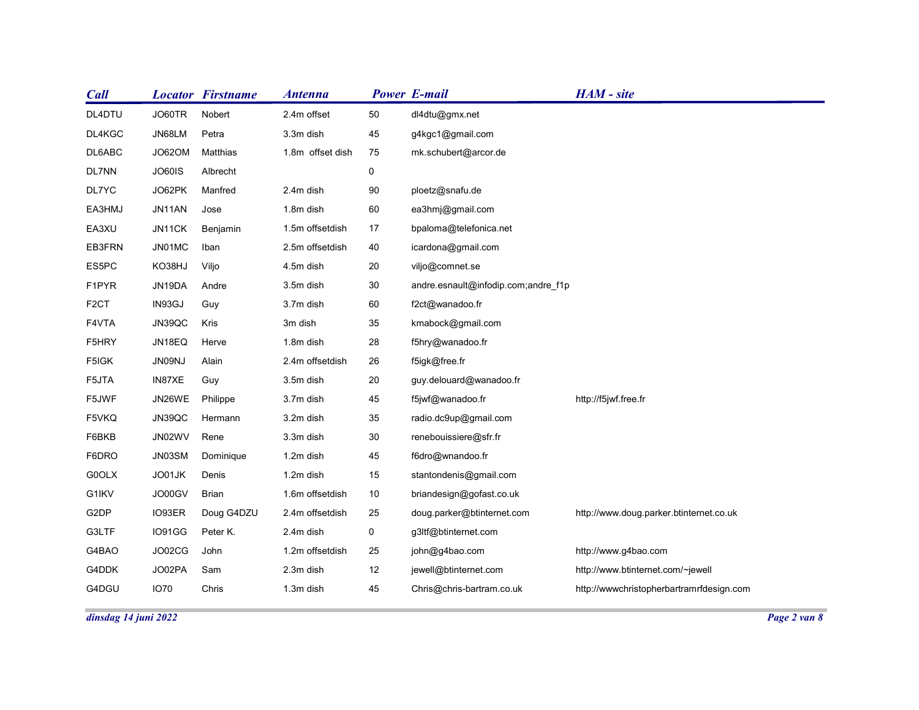| Call | Locator | Firstname | Antenna | Power | E-mail | HAM - site |
|---|---|---|---|---|---|---|
| DL4DTU | JO60TR | Nobert | 2.4m offset | 50 | dl4dtu@gmx.net | |
| DL4KGC | JN68LM | Petra | 3.3m dish | 45 | g4kgc1@gmail.com | |
| DL6ABC | JO62OM | Matthias | 1.8m offset dish | 75 | mk.schubert@arcor.de | |
| DL7NN | JO60IS | Albrecht | | 0 | | |
| DL7YC | JO62PK | Manfred | 2.4m dish | 90 | ploetz@snafu.de | |
| EA3HMJ | JN11AN | Jose | 1.8m dish | 60 | ea3hmj@gmail.com | |
| EA3XU | JN11CK | Benjamin | 1.5m offsetdish | 17 | bpaloma@telefonica.net | |
| EB3FRN | JN01MC | Iban | 2.5m offsetdish | 40 | icardona@gmail.com | |
| ES5PC | KO38HJ | Viljo | 4.5m dish | 20 | viljo@comnet.se | |
| F1PYR | JN19DA | Andre | 3.5m dish | 30 | andre.esnault@infodip.com;andre_f1p | |
| F2CT | IN93GJ | Guy | 3.7m dish | 60 | f2ct@wanadoo.fr | |
| F4VTA | JN39QC | Kris | 3m dish | 35 | kmabock@gmail.com | |
| F5HRY | JN18EQ | Herve | 1.8m dish | 28 | f5hry@wanadoo.fr | |
| F5IGK | JN09NJ | Alain | 2.4m offsetdish | 26 | f5igk@free.fr | |
| F5JTA | IN87XE | Guy | 3.5m dish | 20 | guy.delouard@wanadoo.fr | |
| F5JWF | JN26WE | Philippe | 3.7m dish | 45 | f5jwf@wanadoo.fr | http://f5jwf.free.fr |
| F5VKQ | JN39QC | Hermann | 3.2m dish | 35 | radio.dc9up@gmail.com | |
| F6BKB | JN02WV | Rene | 3.3m dish | 30 | renebouissiere@sfr.fr | |
| F6DRO | JN03SM | Dominique | 1.2m dish | 45 | f6dro@wnandoo.fr | |
| G0OLX | JO01JK | Denis | 1.2m dish | 15 | stantondenis@gmail.com | |
| G1IKV | JO00GV | Brian | 1.6m offsetdish | 10 | briandesign@gofast.co.uk | |
| G2DP | IO93ER | Doug G4DZU | 2.4m offsetdish | 25 | doug.parker@btinternet.com | http://www.doug.parker.btinternet.co.uk |
| G3LTF | IO91GG | Peter K. | 2.4m dish | 0 | g3ltf@btinternet.com | |
| G4BAO | JO02CG | John | 1.2m offsetdish | 25 | john@g4bao.com | http://www.g4bao.com |
| G4DDK | JO02PA | Sam | 2.3m dish | 12 | jewell@btinternet.com | http://www.btinternet.com/~jewell |
| G4DGU | IO70 | Chris | 1.3m dish | 45 | Chris@chris-bartram.co.uk | http://wwwchristopherbartramrfdesign.com |

*dinsdag 14 juni 2022*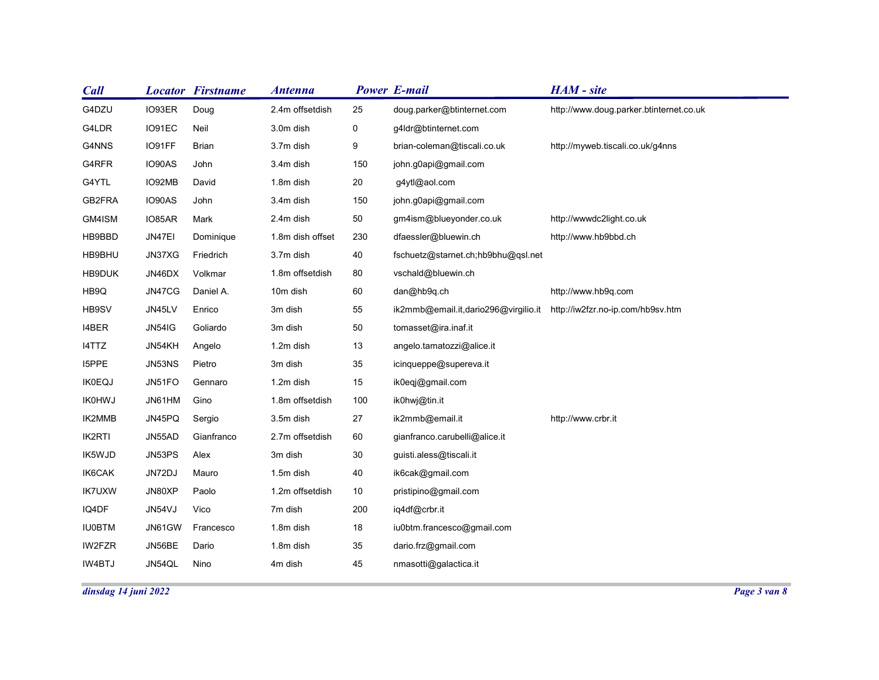| Call | Locator | Firstname | Antenna | Power | E-mail | HAM - site |
|---|---|---|---|---|---|---|
| G4DZU | IO93ER | Doug | 2.4m offsetdish | 25 | doug.parker@btinternet.com | http://www.doug.parker.btinternet.co.uk |
| G4LDR | IO91EC | Neil | 3.0m dish | 0 | g4ldr@btinternet.com | |
| G4NNS | IO91FF | Brian | 3.7m dish | 9 | brian-coleman@tiscali.co.uk | http://myweb.tiscali.co.uk/g4nns |
| G4RFR | IO90AS | John | 3.4m dish | 150 | john.g0api@gmail.com | |
| G4YTL | IO92MB | David | 1.8m dish | 20 | g4ytl@aol.com | |
| GB2FRA | IO90AS | John | 3.4m dish | 150 | john.g0api@gmail.com | |
| GM4ISM | IO85AR | Mark | 2.4m dish | 50 | gm4ism@blueyonder.co.uk | http://wwwdc2light.co.uk |
| HB9BBD | JN47EI | Dominique | 1.8m dish offset | 230 | dfaessler@bluewin.ch | http://www.hb9bbd.ch |
| HB9BHU | JN37XG | Friedrich | 3.7m dish | 40 | fschuetz@starnet.ch;hb9bhu@qsl.net | |
| HB9DUK | JN46DX | Volkmar | 1.8m offsetdish | 80 | vschald@bluewin.ch | |
| HB9Q | JN47CG | Daniel A. | 10m dish | 60 | dan@hb9q.ch | http://www.hb9q.com |
| HB9SV | JN45LV | Enrico | 3m dish | 55 | ik2mmb@email.it,dario296@virgilio.it | http://iw2fzr.no-ip.com/hb9sv.htm |
| I4BER | JN54IG | Goliardo | 3m dish | 50 | tomasset@ira.inaf.it | |
| I4TTZ | JN54KH | Angelo | 1.2m dish | 13 | angelo.tamatozzi@alice.it | |
| I5PPE | JN53NS | Pietro | 3m dish | 35 | icinqueppe@supereva.it | |
| IK0EQJ | JN51FO | Gennaro | 1.2m dish | 15 | ik0eqj@gmail.com | |
| IK0HWJ | JN61HM | Gino | 1.8m offsetdish | 100 | ik0hwj@tin.it | |
| IK2MMB | JN45PQ | Sergio | 3.5m dish | 27 | ik2mmb@email.it | http://www.crbr.it |
| IK2RTI | JN55AD | Gianfranco | 2.7m offsetdish | 60 | gianfranco.carubelli@alice.it | |
| IK5WJD | JN53PS | Alex | 3m dish | 30 | guisti.aless@tiscali.it | |
| IK6CAK | JN72DJ | Mauro | 1.5m dish | 40 | ik6cak@gmail.com | |
| IK7UXW | JN80XP | Paolo | 1.2m offsetdish | 10 | pristipino@gmail.com | |
| IQ4DF | JN54VJ | Vico | 7m dish | 200 | iq4df@crbr.it | |
| IU0BTM | JN61GW | Francesco | 1.8m dish | 18 | iu0btm.francesco@gmail.com | |
| IW2FZR | JN56BE | Dario | 1.8m dish | 35 | dario.frz@gmail.com | |
| IW4BTJ | JN54QL | Nino | 4m dish | 45 | nmasotti@galactica.it | |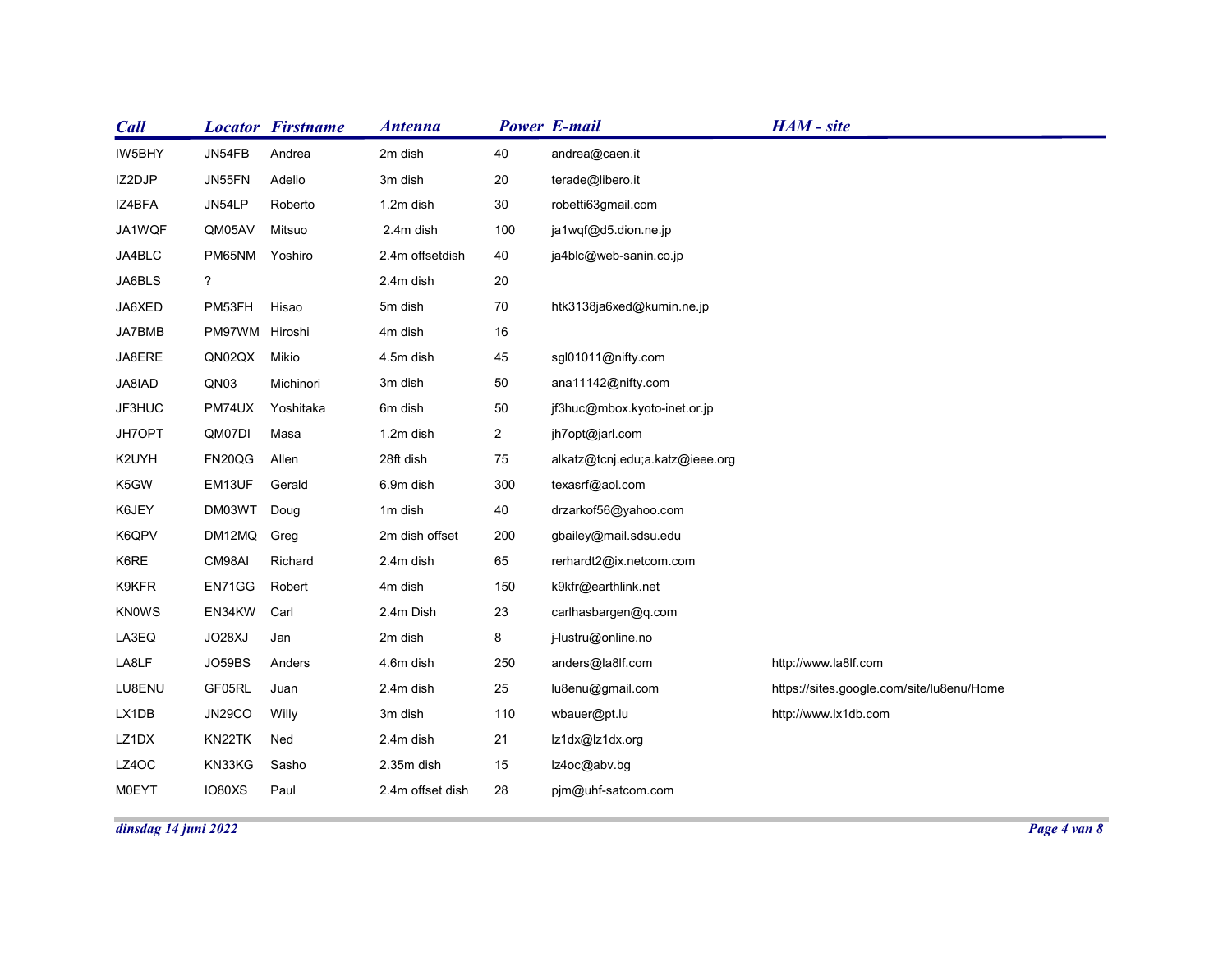| Call | Locator | Firstname | Antenna | Power | E-mail | HAM - site |
|---|---|---|---|---|---|---|
| IW5BHY | JN54FB | Andrea | 2m dish | 40 | andrea@caen.it | |
| IZ2DJP | JN55FN | Adelio | 3m dish | 20 | terade@libero.it | |
| IZ4BFA | JN54LP | Roberto | 1.2m dish | 30 | robetti63gmail.com | |
| JA1WQF | QM05AV | Mitsuo | 2.4m dish | 100 | ja1wqf@d5.dion.ne.jp | |
| JA4BLC | PM65NM | Yoshiro | 2.4m offsetdish | 40 | ja4blc@web-sanin.co.jp | |
| JA6BLS | ? | | 2.4m dish | 20 | | |
| JA6XED | PM53FH | Hisao | 5m dish | 70 | htk3138ja6xed@kumin.ne.jp | |
| JA7BMB | PM97WM | Hiroshi | 4m dish | 16 | | |
| JA8ERE | QN02QX | Mikio | 4.5m dish | 45 | sgl01011@nifty.com | |
| JA8IAD | QN03 | Michinori | 3m dish | 50 | ana11142@nifty.com | |
| JF3HUC | PM74UX | Yoshitaka | 6m dish | 50 | jf3huc@mbox.kyoto-inet.or.jp | |
| JH7OPT | QM07DI | Masa | 1.2m dish | 2 | jh7opt@jarl.com | |
| K2UYH | FN20QG | Allen | 28ft dish | 75 | alkatz@tcnj.edu;a.katz@ieee.org | |
| K5GW | EM13UF | Gerald | 6.9m dish | 300 | texasrf@aol.com | |
| K6JEY | DM03WT | Doug | 1m dish | 40 | drzarkof56@yahoo.com | |
| K6QPV | DM12MQ | Greg | 2m dish offset | 200 | gbailey@mail.sdsu.edu | |
| K6RE | CM98AI | Richard | 2.4m dish | 65 | rerhardt2@ix.netcom.com | |
| K9KFR | EN71GG | Robert | 4m dish | 150 | k9kfr@earthlink.net | |
| KN0WS | EN34KW | Carl | 2.4m Dish | 23 | carlhasbargen@q.com | |
| LA3EQ | JO28XJ | Jan | 2m dish | 8 | j-lustru@online.no | |
| LA8LF | JO59BS | Anders | 4.6m dish | 250 | anders@la8lf.com | http://www.la8lf.com |
| LU8ENU | GF05RL | Juan | 2.4m dish | 25 | lu8enu@gmail.com | https://sites.google.com/site/lu8enu/Home |
| LX1DB | JN29CO | Willy | 3m dish | 110 | wbauer@pt.lu | http://www.lx1db.com |
| LZ1DX | KN22TK | Ned | 2.4m dish | 21 | lz1dx@lz1dx.org | |
| LZ4OC | KN33KG | Sasho | 2.35m dish | 15 | lz4oc@abv.bg | |
| M0EYT | IO80XS | Paul | 2.4m offset dish | 28 | pjm@uhf-satcom.com | |

*dinsdag 14 juni 2022*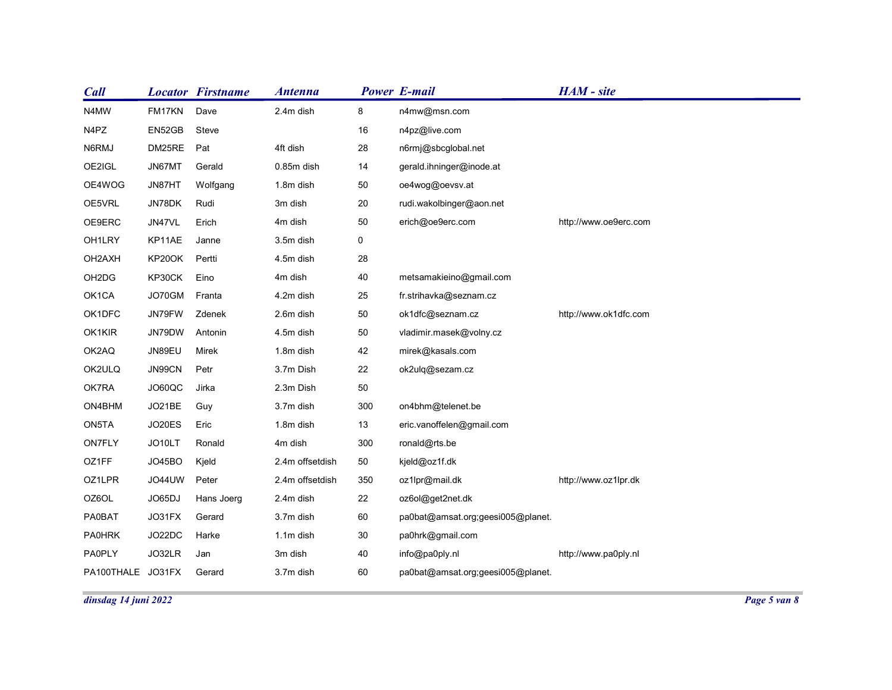| Call | Locator | Firstname | Antenna | Power | E-mail | HAM - site |
|---|---|---|---|---|---|---|
| N4MW | FM17KN | Dave | 2.4m dish | 8 | n4mw@msn.com | |
| N4PZ | EN52GB | Steve | | 16 | n4pz@live.com | |
| N6RMJ | DM25RE | Pat | 4ft dish | 28 | n6rmj@sbcglobal.net | |
| OE2IGL | JN67MT | Gerald | 0.85m dish | 14 | gerald.ihninger@inode.at | |
| OE4WOG | JN87HT | Wolfgang | 1.8m dish | 50 | oe4wog@oevsv.at | |
| OE5VRL | JN78DK | Rudi | 3m dish | 20 | rudi.wakolbinger@aon.net | |
| OE9ERC | JN47VL | Erich | 4m dish | 50 | erich@oe9erc.com | http://www.oe9erc.com |
| OH1LRY | KP11AE | Janne | 3.5m dish | 0 | | |
| OH2AXH | KP20OK | Pertti | 4.5m dish | 28 | | |
| OH2DG | KP30CK | Eino | 4m dish | 40 | metsamakieino@gmail.com | |
| OK1CA | JO70GM | Franta | 4.2m dish | 25 | fr.strihavka@seznam.cz | |
| OK1DFC | JN79FW | Zdenek | 2.6m dish | 50 | ok1dfc@seznam.cz | http://www.ok1dfc.com |
| OK1KIR | JN79DW | Antonin | 4.5m dish | 50 | vladimir.masek@volny.cz | |
| OK2AQ | JN89EU | Mirek | 1.8m dish | 42 | mirek@kasals.com | |
| OK2ULQ | JN99CN | Petr | 3.7m Dish | 22 | ok2ulq@sezam.cz | |
| OK7RA | JO60QC | Jirka | 2.3m Dish | 50 | | |
| ON4BHM | JO21BE | Guy | 3.7m dish | 300 | on4bhm@telenet.be | |
| ON5TA | JO20ES | Eric | 1.8m dish | 13 | eric.vanoffelen@gmail.com | |
| ON7FLY | JO10LT | Ronald | 4m dish | 300 | ronald@rts.be | |
| OZ1FF | JO45BO | Kjeld | 2.4m offsetdish | 50 | kjeld@oz1f.dk | |
| OZ1LPR | JO44UW | Peter | 2.4m offsetdish | 350 | oz1lpr@mail.dk | http://www.oz1lpr.dk |
| OZ6OL | JO65DJ | Hans Joerg | 2.4m dish | 22 | oz6ol@get2net.dk | |
| PA0BAT | JO31FX | Gerard | 3.7m dish | 60 | pa0bat@amsat.org;geesi005@planet. | |
| PA0HRK | JO22DC | Harke | 1.1m dish | 30 | pa0hrk@gmail.com | |
| PA0PLY | JO32LR | Jan | 3m dish | 40 | info@pa0ply.nl | http://www.pa0ply.nl |
| PA100THALE | JO31FX | Gerard | 3.7m dish | 60 | pa0bat@amsat.org;geesi005@planet. | |

*dinsdag 14 juni 2022*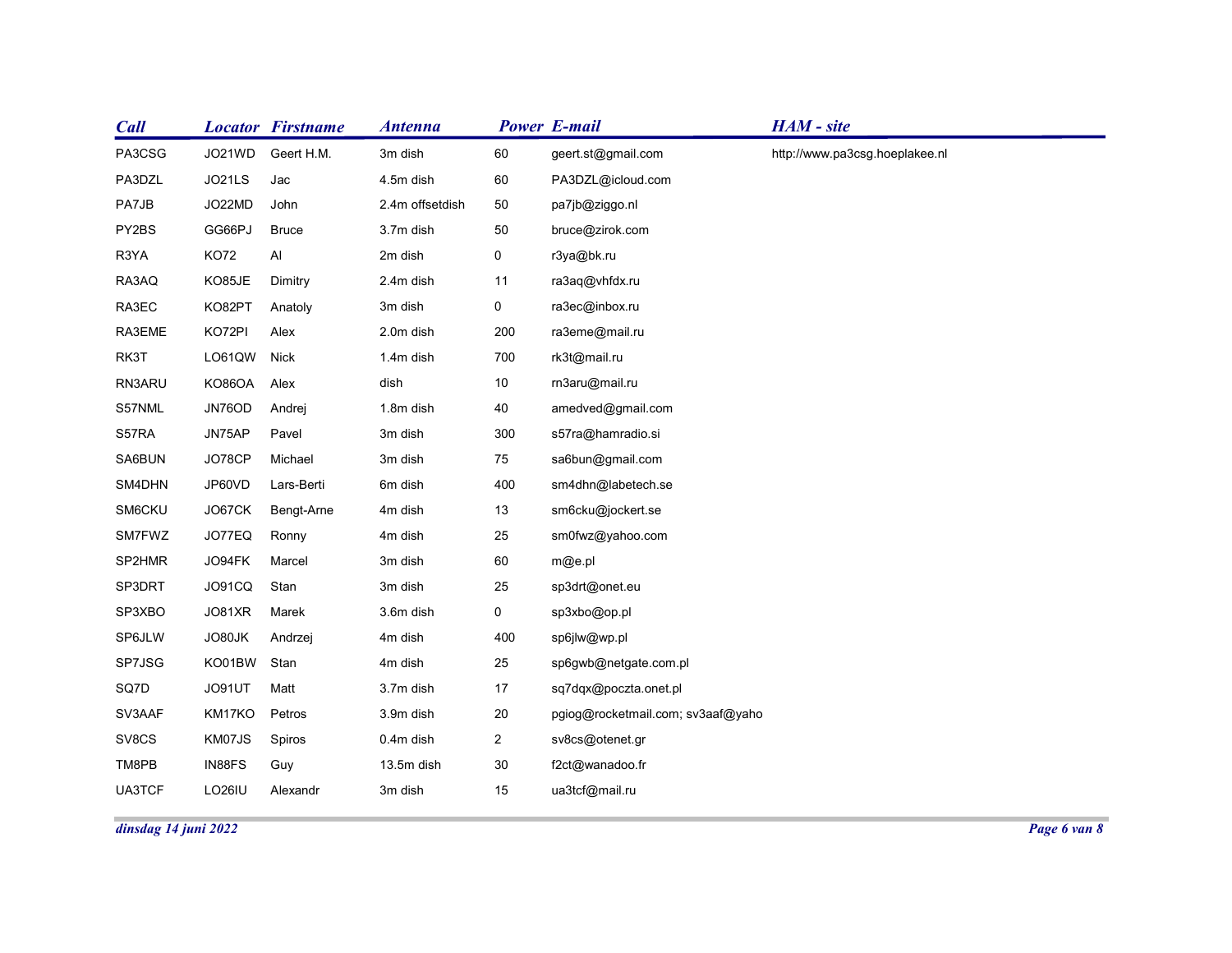| Call | Locator | Firstname | Antenna | Power | E-mail | HAM - site |
|---|---|---|---|---|---|---|
| PA3CSG | JO21WD | Geert H.M. | 3m dish | 60 | geert.st@gmail.com | http://www.pa3csg.hoeplakee.nl |
| PA3DZL | JO21LS | Jac | 4.5m dish | 60 | PA3DZL@icloud.com | |
| PA7JB | JO22MD | John | 2.4m offsetdish | 50 | pa7jb@ziggo.nl | |
| PY2BS | GG66PJ | Bruce | 3.7m dish | 50 | bruce@zirok.com | |
| R3YA | KO72 | Al | 2m dish | 0 | r3ya@bk.ru | |
| RA3AQ | KO85JE | Dimitry | 2.4m dish | 11 | ra3aq@vhfdx.ru | |
| RA3EC | KO82PT | Anatoly | 3m dish | 0 | ra3ec@inbox.ru | |
| RA3EME | KO72PI | Alex | 2.0m dish | 200 | ra3eme@mail.ru | |
| RK3T | LO61QW | Nick | 1.4m dish | 700 | rk3t@mail.ru | |
| RN3ARU | KO86OA | Alex | dish | 10 | rn3aru@mail.ru | |
| S57NML | JN76OD | Andrej | 1.8m dish | 40 | amedved@gmail.com | |
| S57RA | JN75AP | Pavel | 3m dish | 300 | s57ra@hamradio.si | |
| SA6BUN | JO78CP | Michael | 3m dish | 75 | sa6bun@gmail.com | |
| SM4DHN | JP60VD | Lars-Berti | 6m dish | 400 | sm4dhn@labetech.se | |
| SM6CKU | JO67CK | Bengt-Arne | 4m dish | 13 | sm6cku@jockert.se | |
| SM7FWZ | JO77EQ | Ronny | 4m dish | 25 | sm0fwz@yahoo.com | |
| SP2HMR | JO94FK | Marcel | 3m dish | 60 | m@e.pl | |
| SP3DRT | JO91CQ | Stan | 3m dish | 25 | sp3drt@onet.eu | |
| SP3XBO | JO81XR | Marek | 3.6m dish | 0 | sp3xbo@op.pl | |
| SP6JLW | JO80JK | Andrzej | 4m dish | 400 | sp6jlw@wp.pl | |
| SP7JSG | KO01BW | Stan | 4m dish | 25 | sp6gwb@netgate.com.pl | |
| SQ7D | JO91UT | Matt | 3.7m dish | 17 | sq7dqx@poczta.onet.pl | |
| SV3AAF | KM17KO | Petros | 3.9m dish | 20 | pgiog@rocketmail.com; sv3aaf@yaho | |
| SV8CS | KM07JS | Spiros | 0.4m dish | 2 | sv8cs@otenet.gr | |
| TM8PB | IN88FS | Guy | 13.5m dish | 30 | f2ct@wanadoo.fr | |
| UA3TCF | LO26IU | Alexandr | 3m dish | 15 | ua3tcf@mail.ru | |

*dinsdag 14 juni 2022*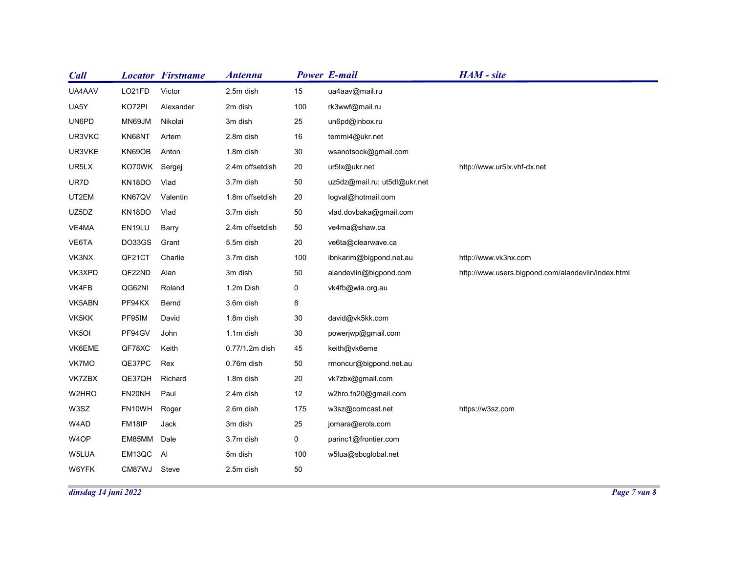| Call | Locator | Firstname | Antenna | Power | E-mail | HAM - site |
|---|---|---|---|---|---|---|
| UA4AAV | LO21FD | Victor | 2.5m dish | 15 | ua4aav@mail.ru | |
| UA5Y | KO72PI | Alexander | 2m dish | 100 | rk3wwf@mail.ru | |
| UN6PD | MN69JM | Nikolai | 3m dish | 25 | un6pd@inbox.ru | |
| UR3VKC | KN68NT | Artem | 2.8m dish | 16 | temmi4@ukr.net | |
| UR3VKE | KN69OB | Anton | 1.8m dish | 30 | wsanotsock@gmail.com | |
| UR5LX | KO70WK | Sergej | 2.4m offsetdish | 20 | ur5lx@ukr.net | http://www.ur5lx.vhf-dx.net |
| UR7D | KN18DO | Vlad | 3.7m dish | 50 | uz5dz@mail.ru; ut5dl@ukr.net | |
| UT2EM | KN67QV | Valentin | 1.8m offsetdish | 20 | logval@hotmail.com | |
| UZ5DZ | KN18DO | Vlad | 3.7m dish | 50 | vlad.dovbaka@gmail.com | |
| VE4MA | EN19LU | Barry | 2.4m offsetdish | 50 | ve4ma@shaw.ca | |
| VE6TA | DO33GS | Grant | 5.5m dish | 20 | ve6ta@clearwave.ca | |
| VK3NX | QF21CT | Charlie | 3.7m dish | 100 | ibnkarim@bigpond.net.au | http://www.vk3nx.com |
| VK3XPD | QF22ND | Alan | 3m dish | 50 | alandevlin@bigpond.com | http://www.users.bigpond.com/alandevlin/index.html |
| VK4FB | QG62NI | Roland | 1.2m Dish | 0 | vk4fb@wia.org.au | |
| VK5ABN | PF94KX | Bernd | 3.6m dish | 8 | | |
| VK5KK | PF95IM | David | 1.8m dish | 30 | david@vk5kk.com | |
| VK5OI | PF94GV | John | 1.1m dish | 30 | powerjwp@gmail.com | |
| VK6EME | QF78XC | Keith | 0.77/1.2m dish | 45 | keith@vk6eme | |
| VK7MO | QE37PC | Rex | 0.76m dish | 50 | rmoncur@bigpond.net.au | |
| VK7ZBX | QE37QH | Richard | 1.8m dish | 20 | vk7zbx@gmail.com | |
| W2HRO | FN20NH | Paul | 2.4m dish | 12 | w2hro.fn20@gmail.com | |
| W3SZ | FN10WH | Roger | 2.6m dish | 175 | w3sz@comcast.net | https://w3sz.com |
| W4AD | FM18IP | Jack | 3m dish | 25 | jomara@erols.com | |
| W4OP | EM85MM | Dale | 3.7m dish | 0 | parinc1@frontier.com | |
| W5LUA | EM13QC | Al | 5m dish | 100 | w5lua@sbcglobal.net | |
| W6YFK | CM87WJ | Steve | 2.5m dish | 50 | | |

*dinsdag 14 juni 2022*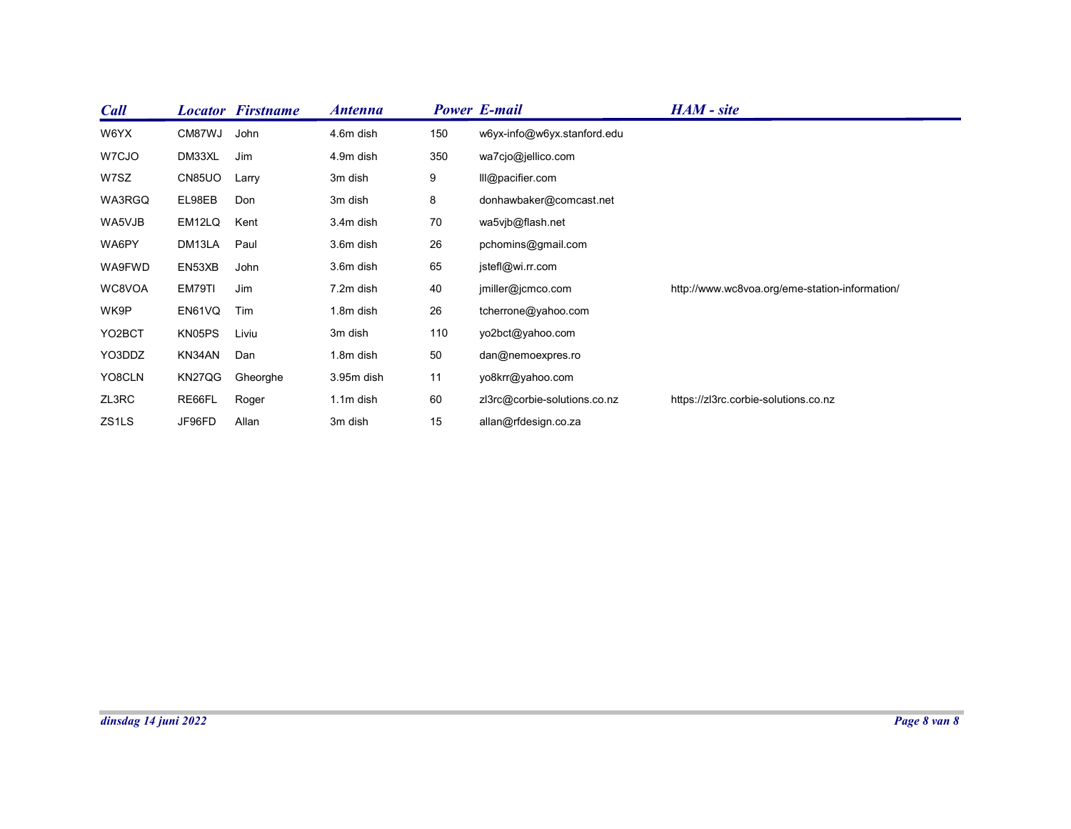| Call | Locator | Firstname | Antenna | Power | E-mail | HAM - site |
|---|---|---|---|---|---|---|
| W6YX | CM87WJ | John | 4.6m dish | 150 | w6yx-info@w6yx.stanford.edu | |
| W7CJO | DM33XL | Jim | 4.9m dish | 350 | wa7cjo@jellico.com | |
| W7SZ | CN85UO | Larry | 3m dish | 9 | lll@pacifier.com | |
| WA3RGQ | EL98EB | Don | 3m dish | 8 | donhawbaker@comcast.net | |
| WA5VJB | EM12LQ | Kent | 3.4m dish | 70 | wa5vjb@flash.net | |
| WA6PY | DM13LA | Paul | 3.6m dish | 26 | pchomins@gmail.com | |
| WA9FWD | EN53XB | John | 3.6m dish | 65 | jstefl@wi.rr.com | |
| WC8VOA | EM79TI | Jim | 7.2m dish | 40 | jmiller@jcmco.com | http://www.wc8voa.org/eme-station-information/ |
| WK9P | EN61VQ | Tim | 1.8m dish | 26 | tcherrone@yahoo.com | |
| YO2BCT | KN05PS | Liviu | 3m dish | 110 | yo2bct@yahoo.com | |
| YO3DDZ | KN34AN | Dan | 1.8m dish | 50 | dan@nemoexpres.ro | |
| YO8CLN | KN27QG | Gheorghe | 3.95m dish | 11 | yo8krr@yahoo.com | |
| ZL3RC | RE66FL | Roger | 1.1m dish | 60 | zl3rc@corbie-solutions.co.nz | https://zl3rc.corbie-solutions.co.nz |
| ZS1LS | JF96FD | Allan | 3m dish | 15 | allan@rfdesign.co.za | |